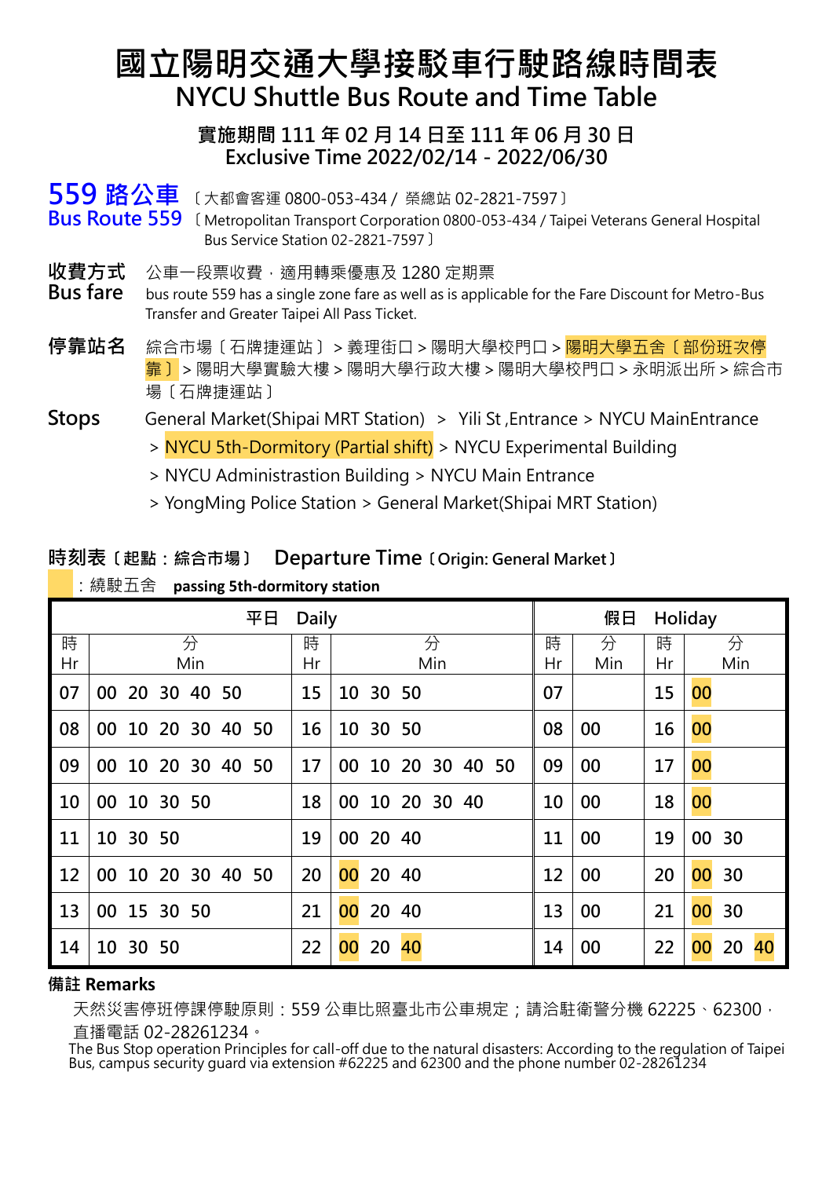# 國立陽明交通大學接駁車行駛路線時間表
## NYCU Shuttle Bus Route and Time Table

**實施期間 111 年 02 月 14 日至 111 年 06 月 30 日**
**Exclusive Time 2022/02/14 - 2022/06/30**

**559 路公車** 〔大都會客運 0800-053-434 / 榮總站 02-2821-7597〕
**Bus Route 559** 〔Metropolitan Transport Corporation 0800-053-434 / Taipei Veterans General Hospital Bus Service Station 02-2821-7597〕

**收費方式** 公車一段票收費，適用轉乘優惠及 1280 定期票
**Bus fare** bus route 559 has a single zone fare as well as is applicable for the Fare Discount for Metro-Bus Transfer and Greater Taipei All Pass Ticket.

**停靠站名** 綜合市場〔石牌捷運站〕> 義理街口 > 陽明大學校門口 > 陽明大學五舍〔部份班次停靠〕> 陽明大學實驗大樓 > 陽明大學行政大樓 > 陽明大學校門口 > 永明派出所 > 綜合市場〔石牌捷運站〕

**Stops** General Market(Shipai MRT Station) > Yili St ,Entrance > NYCU MainEntrance > NYCU 5th-Dormitory (Partial shift) > NYCU Experimental Building > NYCU Administration Building > NYCU Main Entrance > YongMing Police Station > General Market(Shipai MRT Station)

### 時刻表〔起點：綜合市場〕 Departure Time〔Origin: General Market〕

（黃底）：繞駛五舍 **passing 5th-dormitory station**

| 平日 Daily | | | | 假日 Holiday | | | |
|---|---|---|---|---|---|---|---|
| 時 Hr | 分 Min | 時 Hr | 分 Min | 時 Hr | 分 Min | 時 Hr | 分 Min |
| 07 | 00 20 30 40 50 | 15 | 10 30 50 | 07 | | 15 | 00 (繞駛五舍) |
| 08 | 00 10 20 30 40 50 | 16 | 10 30 50 | 08 | 00 | 16 | 00 (繞駛五舍) |
| 09 | 00 10 20 30 40 50 | 17 | 00 10 20 30 40 50 | 09 | 00 | 17 | 00 (繞駛五舍) |
| 10 | 00 10 30 50 | 18 | 00 10 20 30 40 | 10 | 00 | 18 | 00 (繞駛五舍) |
| 11 | 10 30 50 | 19 | 00 20 40 | 11 | 00 | 19 | 00 30 |
| 12 | 00 10 20 30 40 50 | 20 | 00 (繞駛五舍) 20 40 | 12 | 00 | 20 | 00 (繞駛五舍) 30 |
| 13 | 00 15 30 50 | 21 | 00 (繞駛五舍) 20 40 | 13 | 00 | 21 | 00 (繞駛五舍) 30 |
| 14 | 10 30 50 | 22 | 00 (繞駛五舍) 20 40 (繞駛五舍) | 14 | 00 | 22 | 00 (繞駛五舍) 20 40 (繞駛五舍) |

**備註 Remarks**

天然災害停班停課停駛原則：559 公車比照臺北市公車規定；請洽駐衛警分機 62225、62300，直播電話 02-28261234。
The Bus Stop operation Principles for call-off due to the natural disasters: According to the regulation of Taipei Bus, campus security guard via extension #62225 and 62300 and the phone number 02-28261234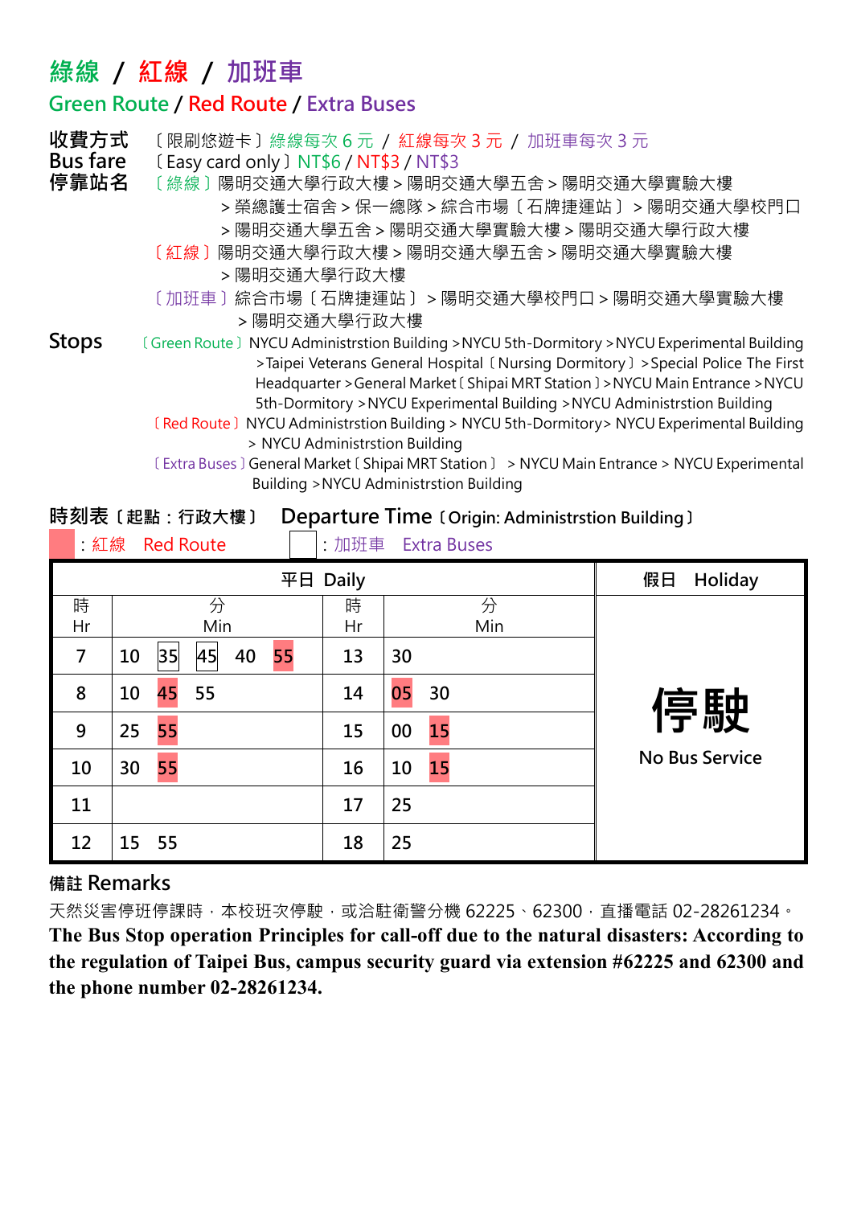# 綠線 / 紅線 / 加班車

## Green Route / Red Route / Extra Buses

**收費方式** 〔限刷悠遊卡〕綠線每次 6 元 / 紅線每次 3 元 / 加班車每次 3 元

**Bus fare** 〔Easy card only〕NT$6 / NT$3 / NT$3

**停靠站名**

〔綠線〕陽明交通大學行政大樓 > 陽明交通大學五舍 > 陽明交通大學實驗大樓 > 榮總護士宿舍 > 保一總隊 > 綜合市場〔石牌捷運站〕 > 陽明交通大學校門口 > 陽明交通大學五舍 > 陽明交通大學實驗大樓 > 陽明交通大學行政大樓

〔紅線〕陽明交通大學行政大樓 > 陽明交通大學五舍 > 陽明交通大學實驗大樓 > 陽明交通大學行政大樓

〔加班車〕綜合市場〔石牌捷運站〕 > 陽明交通大學校門口 > 陽明交通大學實驗大樓 > 陽明交通大學行政大樓

**Stops**

〔Green Route〕NYCU Administrstion Building > NYCU 5th-Dormitory > NYCU Experimental Building > Taipei Veterans General Hospital〔Nursing Dormitory〕> Special Police The First Headquarter > General Market〔Shipai MRT Station〕> NYCU Main Entrance > NYCU 5th-Dormitory > NYCU Experimental Building > NYCU Administrstion Building

〔Red Route〕NYCU Administrstion Building > NYCU 5th-Dormitory > NYCU Experimental Building > NYCU Administrstion Building

〔Extra Buses〕General Market〔Shipai MRT Station〕 > NYCU Main Entrance > NYCU Experimental Building > NYCU Administrstion Building

## 時刻表〔起點：行政大樓〕 Departure Time〔Origin: Administrstion Building〕

■ : 紅線 Red Route □ : 加班車 Extra Buses

| 平日 Daily | | | | 假日 Holiday |
|---|---|---|---|---|
| 時 Hr | 分 Min | 時 Hr | 分 Min | |
| 7 | 10 [35] [45] 40 **55** | 13 | 30 | 停駛 No Bus Service |
| 8 | 10 **45** 55 | 14 | **05** 30 | |
| 9 | 25 **55** | 15 | 00 **15** | |
| 10 | 30 **55** | 16 | 10 **15** | |
| 11 | | 17 | 25 | |
| 12 | 15 55 | 18 | 25 | |

(Bold = Red Route; [ ] = Extra Buses)

**備註 Remarks**

天然災害停班停課時，本校班次停駛，或洽駐衛警分機 62225、62300，直播電話 02-28261234。

**The Bus Stop operation Principles for call-off due to the natural disasters: According to the regulation of Taipei Bus, campus security guard via extension #62225 and 62300 and the phone number 02-28261234.**